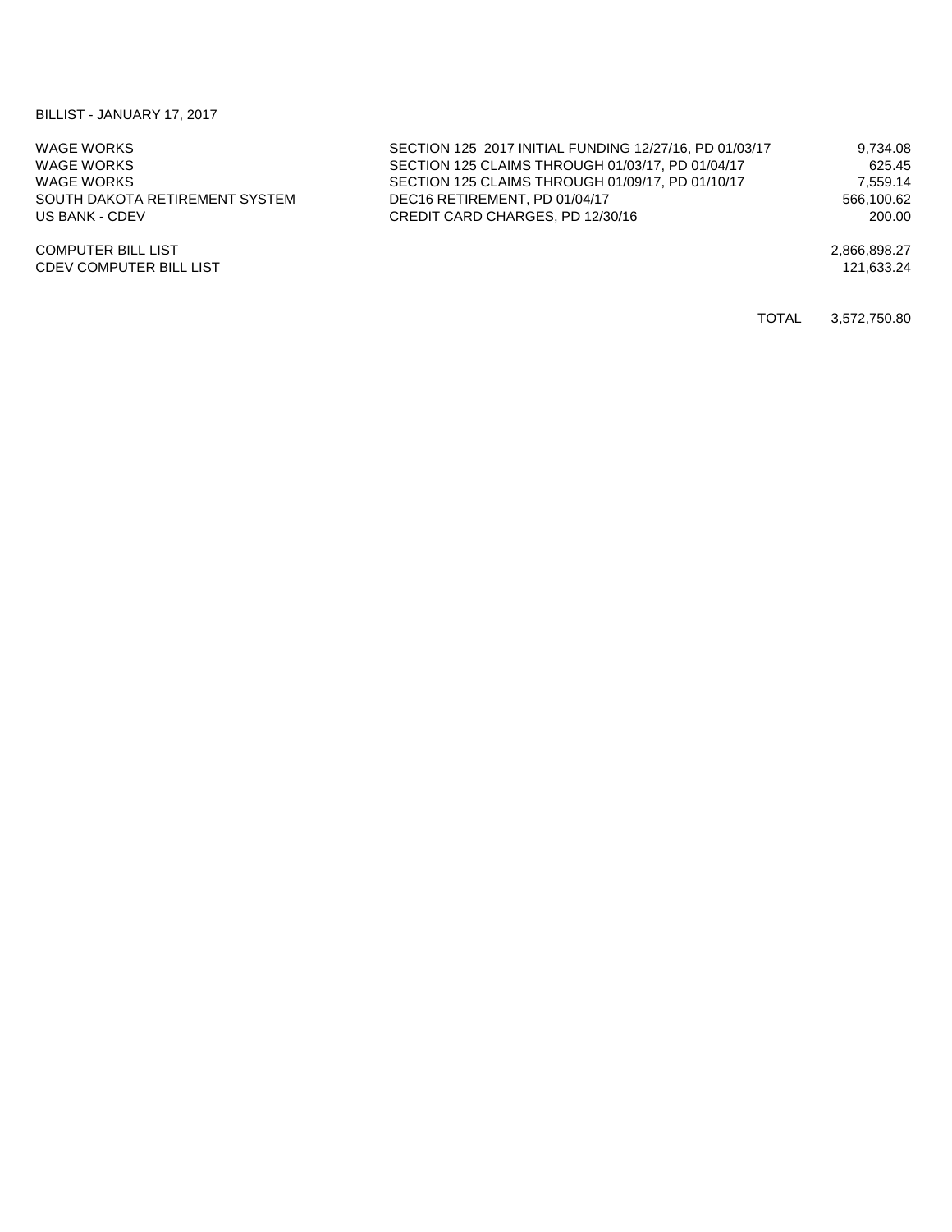BILLIST - JANUARY 17, 2017

| | | |
|---|---|---|
| WAGE WORKS | SECTION 125 2017 INITIAL FUNDING 12/27/16, PD 01/03/17 | 9,734.08 |
| WAGE WORKS | SECTION 125 CLAIMS THROUGH 01/03/17, PD 01/04/17 | 625.45 |
| WAGE WORKS | SECTION 125 CLAIMS THROUGH 01/09/17, PD 01/10/17 | 7,559.14 |
| SOUTH DAKOTA RETIREMENT SYSTEM | DEC16 RETIREMENT, PD 01/04/17 | 566,100.62 |
| US BANK - CDEV | CREDIT CARD CHARGES, PD 12/30/16 | 200.00 |
| COMPUTER BILL LIST | | 2,866,898.27 |
| CDEV COMPUTER BILL LIST | | 121,633.24 |
| | TOTAL | 3,572,750.80 |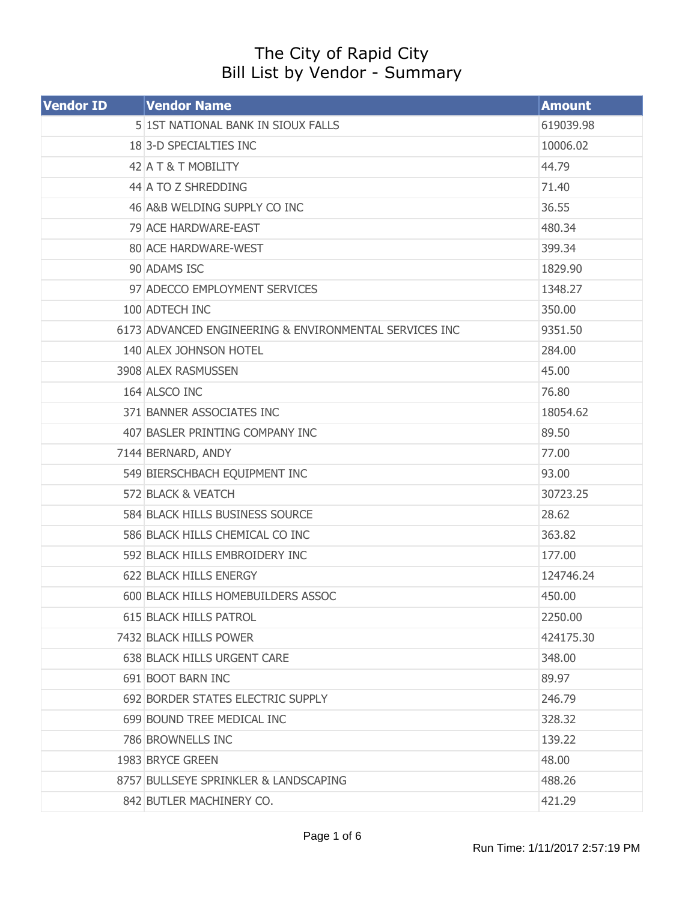# The City of Rapid City
## Bill List by Vendor - Summary

| Vendor ID | Vendor Name | Amount |
|---|---|---|
| 5 | 1ST NATIONAL BANK IN SIOUX FALLS | 619039.98 |
| 18 | 3-D SPECIALTIES INC | 10006.02 |
| 42 | A T & T MOBILITY | 44.79 |
| 44 | A TO Z SHREDDING | 71.40 |
| 46 | A&B WELDING SUPPLY CO INC | 36.55 |
| 79 | ACE HARDWARE-EAST | 480.34 |
| 80 | ACE HARDWARE-WEST | 399.34 |
| 90 | ADAMS ISC | 1829.90 |
| 97 | ADECCO EMPLOYMENT SERVICES | 1348.27 |
| 100 | ADTECH INC | 350.00 |
| 6173 | ADVANCED ENGINEERING & ENVIRONMENTAL SERVICES INC | 9351.50 |
| 140 | ALEX JOHNSON HOTEL | 284.00 |
| 3908 | ALEX RASMUSSEN | 45.00 |
| 164 | ALSCO INC | 76.80 |
| 371 | BANNER ASSOCIATES INC | 18054.62 |
| 407 | BASLER PRINTING COMPANY INC | 89.50 |
| 7144 | BERNARD, ANDY | 77.00 |
| 549 | BIERSCHBACH EQUIPMENT INC | 93.00 |
| 572 | BLACK & VEATCH | 30723.25 |
| 584 | BLACK HILLS BUSINESS SOURCE | 28.62 |
| 586 | BLACK HILLS CHEMICAL CO INC | 363.82 |
| 592 | BLACK HILLS EMBROIDERY INC | 177.00 |
| 622 | BLACK HILLS ENERGY | 124746.24 |
| 600 | BLACK HILLS HOMEBUILDERS ASSOC | 450.00 |
| 615 | BLACK HILLS PATROL | 2250.00 |
| 7432 | BLACK HILLS POWER | 424175.30 |
| 638 | BLACK HILLS URGENT CARE | 348.00 |
| 691 | BOOT BARN INC | 89.97 |
| 692 | BORDER STATES ELECTRIC SUPPLY | 246.79 |
| 699 | BOUND TREE MEDICAL INC | 328.32 |
| 786 | BROWNELLS INC | 139.22 |
| 1983 | BRYCE GREEN | 48.00 |
| 8757 | BULLSEYE SPRINKLER & LANDSCAPING | 488.26 |
| 842 | BUTLER MACHINERY CO. | 421.29 |

Run Time: 1/11/2017 2:57:19 PM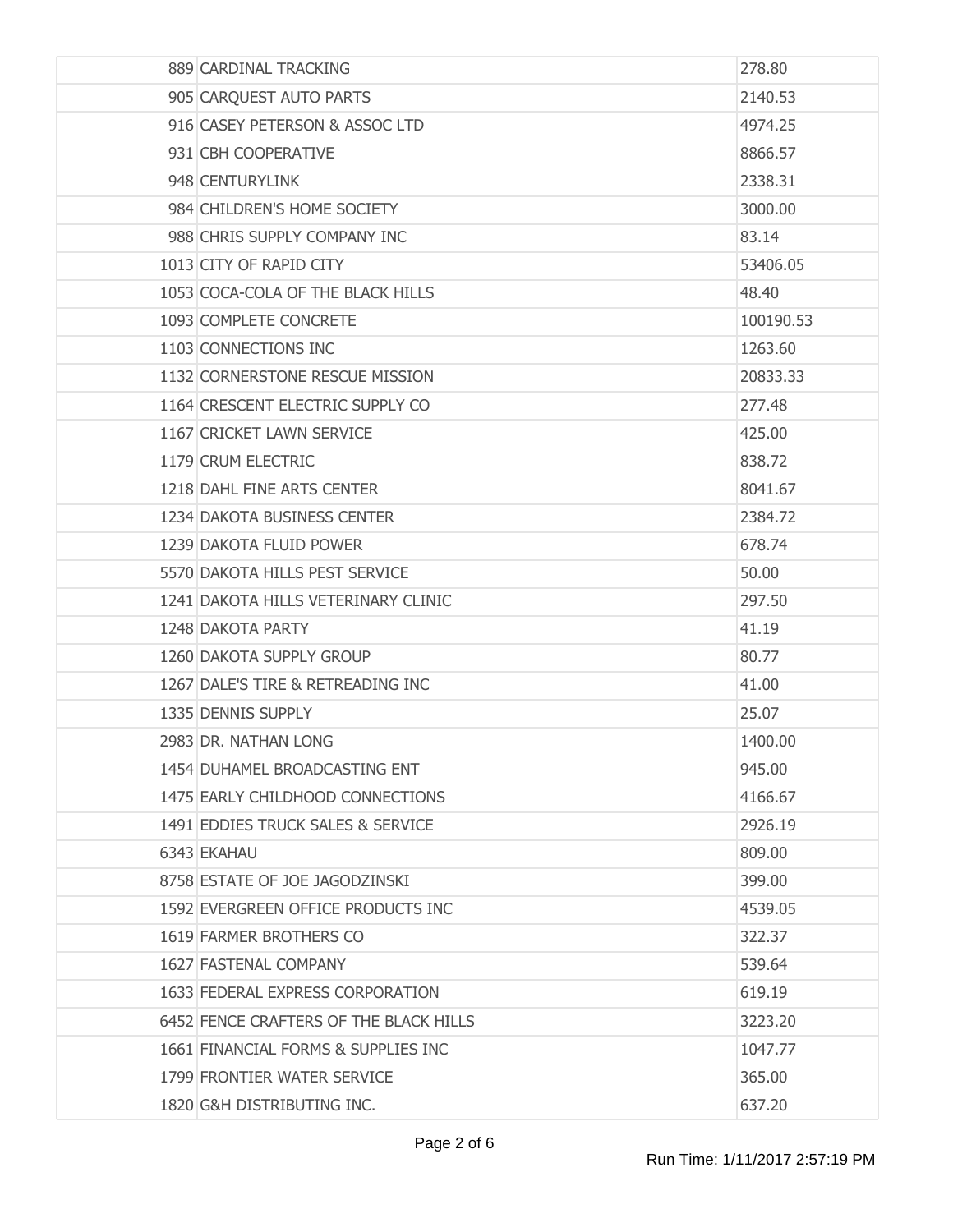| | | |
|---|---|---|
| 889 | CARDINAL TRACKING | 278.80 |
| 905 | CARQUEST AUTO PARTS | 2140.53 |
| 916 | CASEY PETERSON & ASSOC LTD | 4974.25 |
| 931 | CBH COOPERATIVE | 8866.57 |
| 948 | CENTURYLINK | 2338.31 |
| 984 | CHILDREN'S HOME SOCIETY | 3000.00 |
| 988 | CHRIS SUPPLY COMPANY INC | 83.14 |
| 1013 | CITY OF RAPID CITY | 53406.05 |
| 1053 | COCA-COLA OF THE BLACK HILLS | 48.40 |
| 1093 | COMPLETE CONCRETE | 100190.53 |
| 1103 | CONNECTIONS INC | 1263.60 |
| 1132 | CORNERSTONE RESCUE MISSION | 20833.33 |
| 1164 | CRESCENT ELECTRIC SUPPLY CO | 277.48 |
| 1167 | CRICKET LAWN SERVICE | 425.00 |
| 1179 | CRUM ELECTRIC | 838.72 |
| 1218 | DAHL FINE ARTS CENTER | 8041.67 |
| 1234 | DAKOTA BUSINESS CENTER | 2384.72 |
| 1239 | DAKOTA FLUID POWER | 678.74 |
| 5570 | DAKOTA HILLS PEST SERVICE | 50.00 |
| 1241 | DAKOTA HILLS VETERINARY CLINIC | 297.50 |
| 1248 | DAKOTA PARTY | 41.19 |
| 1260 | DAKOTA SUPPLY GROUP | 80.77 |
| 1267 | DALE'S TIRE & RETREADING INC | 41.00 |
| 1335 | DENNIS SUPPLY | 25.07 |
| 2983 | DR. NATHAN LONG | 1400.00 |
| 1454 | DUHAMEL BROADCASTING ENT | 945.00 |
| 1475 | EARLY CHILDHOOD CONNECTIONS | 4166.67 |
| 1491 | EDDIES TRUCK SALES & SERVICE | 2926.19 |
| 6343 | EKAHAU | 809.00 |
| 8758 | ESTATE OF JOE JAGODZINSKI | 399.00 |
| 1592 | EVERGREEN OFFICE PRODUCTS INC | 4539.05 |
| 1619 | FARMER BROTHERS CO | 322.37 |
| 1627 | FASTENAL COMPANY | 539.64 |
| 1633 | FEDERAL EXPRESS CORPORATION | 619.19 |
| 6452 | FENCE CRAFTERS OF THE BLACK HILLS | 3223.20 |
| 1661 | FINANCIAL FORMS & SUPPLIES INC | 1047.77 |
| 1799 | FRONTIER WATER SERVICE | 365.00 |
| 1820 | G&H DISTRIBUTING INC. | 637.20 |

Run Time: 1/11/2017 2:57:19 PM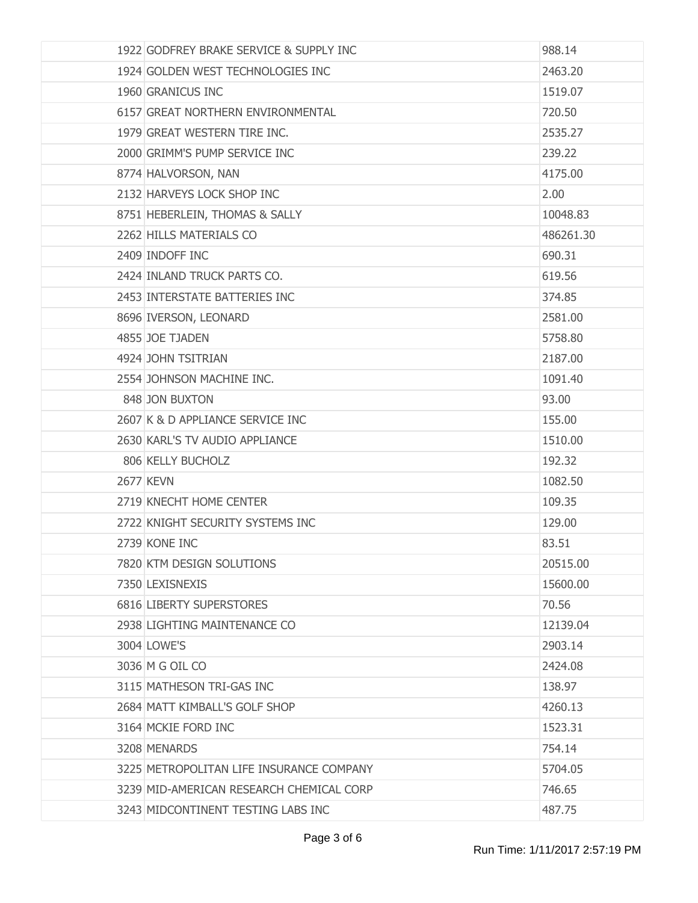| | | |
|---|---|---|
| | 1922 GODFREY BRAKE SERVICE & SUPPLY INC | 988.14 |
| | 1924 GOLDEN WEST TECHNOLOGIES INC | 2463.20 |
| | 1960 GRANICUS INC | 1519.07 |
| | 6157 GREAT NORTHERN ENVIRONMENTAL | 720.50 |
| | 1979 GREAT WESTERN TIRE INC. | 2535.27 |
| | 2000 GRIMM'S PUMP SERVICE INC | 239.22 |
| | 8774 HALVORSON, NAN | 4175.00 |
| | 2132 HARVEYS LOCK SHOP INC | 2.00 |
| | 8751 HEBERLEIN, THOMAS & SALLY | 10048.83 |
| | 2262 HILLS MATERIALS CO | 486261.30 |
| | 2409 INDOFF INC | 690.31 |
| | 2424 INLAND TRUCK PARTS CO. | 619.56 |
| | 2453 INTERSTATE BATTERIES INC | 374.85 |
| | 8696 IVERSON, LEONARD | 2581.00 |
| | 4855 JOE TJADEN | 5758.80 |
| | 4924 JOHN TSITRIAN | 2187.00 |
| | 2554 JOHNSON MACHINE INC. | 1091.40 |
| | 848 JON BUXTON | 93.00 |
| | 2607 K & D APPLIANCE SERVICE INC | 155.00 |
| | 2630 KARL'S TV AUDIO APPLIANCE | 1510.00 |
| | 806 KELLY BUCHOLZ | 192.32 |
| | 2677 KEVN | 1082.50 |
| | 2719 KNECHT HOME CENTER | 109.35 |
| | 2722 KNIGHT SECURITY SYSTEMS INC | 129.00 |
| | 2739 KONE INC | 83.51 |
| | 7820 KTM DESIGN SOLUTIONS | 20515.00 |
| | 7350 LEXISNEXIS | 15600.00 |
| | 6816 LIBERTY SUPERSTORES | 70.56 |
| | 2938 LIGHTING MAINTENANCE CO | 12139.04 |
| | 3004 LOWE'S | 2903.14 |
| | 3036 M G OIL CO | 2424.08 |
| | 3115 MATHESON TRI-GAS INC | 138.97 |
| | 2684 MATT KIMBALL'S GOLF SHOP | 4260.13 |
| | 3164 MCKIE FORD INC | 1523.31 |
| | 3208 MENARDS | 754.14 |
| | 3225 METROPOLITAN LIFE INSURANCE COMPANY | 5704.05 |
| | 3239 MID-AMERICAN RESEARCH CHEMICAL CORP | 746.65 |
| | 3243 MIDCONTINENT TESTING LABS INC | 487.75 |

Run Time: 1/11/2017 2:57:19 PM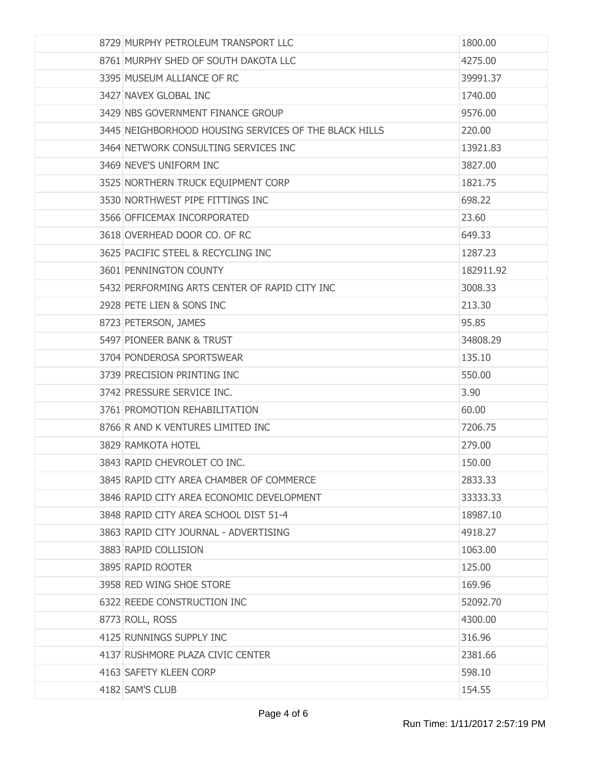| | | |
|---|---|---|
| 8729 | MURPHY PETROLEUM TRANSPORT LLC | 1800.00 |
| 8761 | MURPHY SHED OF SOUTH DAKOTA LLC | 4275.00 |
| 3395 | MUSEUM ALLIANCE OF RC | 39991.37 |
| 3427 | NAVEX GLOBAL INC | 1740.00 |
| 3429 | NBS GOVERNMENT FINANCE GROUP | 9576.00 |
| 3445 | NEIGHBORHOOD HOUSING SERVICES OF THE BLACK HILLS | 220.00 |
| 3464 | NETWORK CONSULTING SERVICES INC | 13921.83 |
| 3469 | NEVE'S UNIFORM INC | 3827.00 |
| 3525 | NORTHERN TRUCK EQUIPMENT CORP | 1821.75 |
| 3530 | NORTHWEST PIPE FITTINGS INC | 698.22 |
| 3566 | OFFICEMAX INCORPORATED | 23.60 |
| 3618 | OVERHEAD DOOR CO. OF RC | 649.33 |
| 3625 | PACIFIC STEEL & RECYCLING INC | 1287.23 |
| 3601 | PENNINGTON COUNTY | 182911.92 |
| 5432 | PERFORMING ARTS CENTER OF RAPID CITY INC | 3008.33 |
| 2928 | PETE LIEN & SONS INC | 213.30 |
| 8723 | PETERSON, JAMES | 95.85 |
| 5497 | PIONEER BANK & TRUST | 34808.29 |
| 3704 | PONDEROSA SPORTSWEAR | 135.10 |
| 3739 | PRECISION PRINTING INC | 550.00 |
| 3742 | PRESSURE SERVICE INC. | 3.90 |
| 3761 | PROMOTION REHABILITATION | 60.00 |
| 8766 | R AND K VENTURES LIMITED INC | 7206.75 |
| 3829 | RAMKOTA HOTEL | 279.00 |
| 3843 | RAPID CHEVROLET CO INC. | 150.00 |
| 3845 | RAPID CITY AREA CHAMBER OF COMMERCE | 2833.33 |
| 3846 | RAPID CITY AREA ECONOMIC DEVELOPMENT | 33333.33 |
| 3848 | RAPID CITY AREA SCHOOL DIST 51-4 | 18987.10 |
| 3863 | RAPID CITY JOURNAL - ADVERTISING | 4918.27 |
| 3883 | RAPID COLLISION | 1063.00 |
| 3895 | RAPID ROOTER | 125.00 |
| 3958 | RED WING SHOE STORE | 169.96 |
| 6322 | REEDE CONSTRUCTION INC | 52092.70 |
| 8773 | ROLL, ROSS | 4300.00 |
| 4125 | RUNNINGS SUPPLY INC | 316.96 |
| 4137 | RUSHMORE PLAZA CIVIC CENTER | 2381.66 |
| 4163 | SAFETY KLEEN CORP | 598.10 |
| 4182 | SAM'S CLUB | 154.55 |

Run Time: 1/11/2017 2:57:19 PM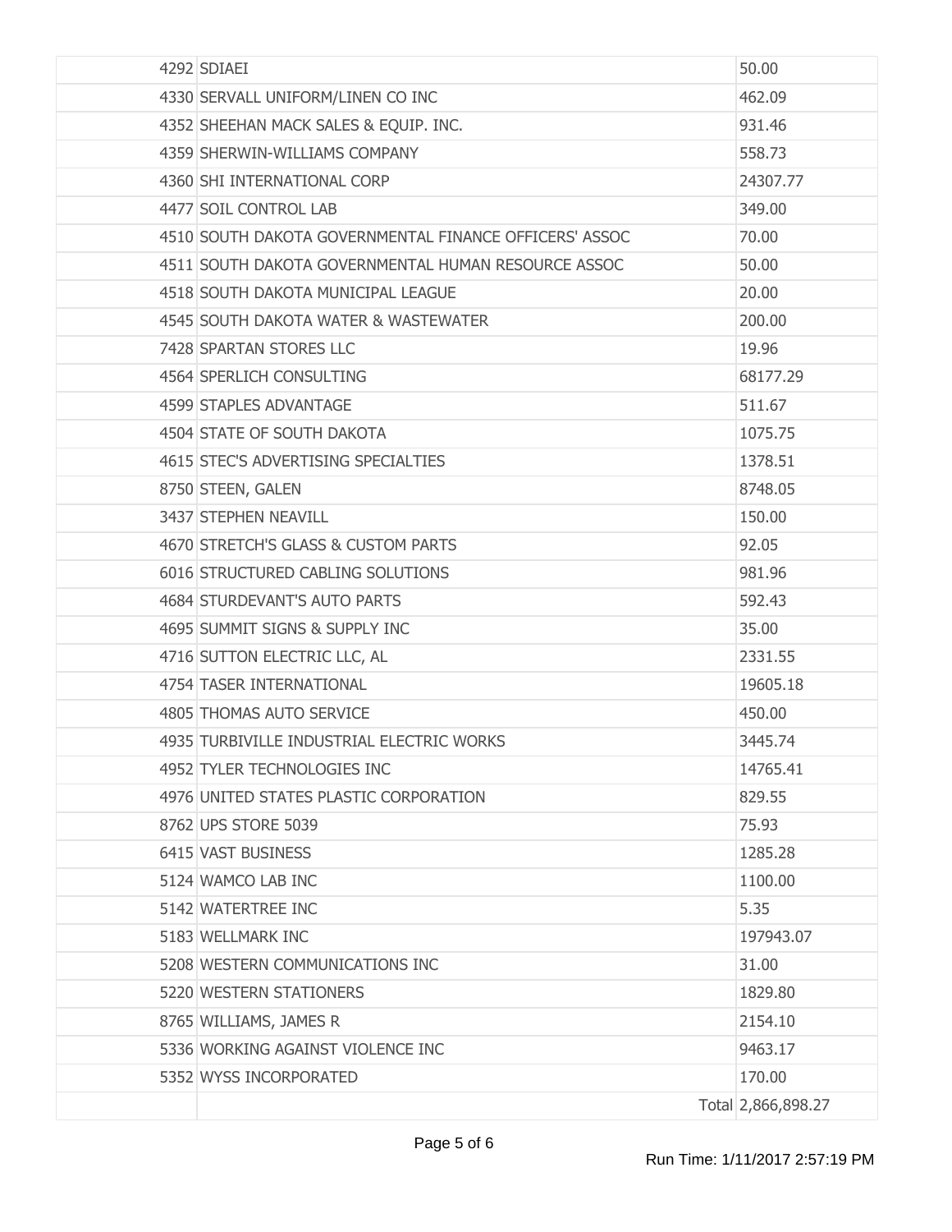| | | |
|---|---|---|
| | 4292 SDIAEI | 50.00 |
| | 4330 SERVALL UNIFORM/LINEN CO INC | 462.09 |
| | 4352 SHEEHAN MACK SALES & EQUIP. INC. | 931.46 |
| | 4359 SHERWIN-WILLIAMS COMPANY | 558.73 |
| | 4360 SHI INTERNATIONAL CORP | 24307.77 |
| | 4477 SOIL CONTROL LAB | 349.00 |
| | 4510 SOUTH DAKOTA GOVERNMENTAL FINANCE OFFICERS' ASSOC | 70.00 |
| | 4511 SOUTH DAKOTA GOVERNMENTAL HUMAN RESOURCE ASSOC | 50.00 |
| | 4518 SOUTH DAKOTA MUNICIPAL LEAGUE | 20.00 |
| | 4545 SOUTH DAKOTA WATER & WASTEWATER | 200.00 |
| | 7428 SPARTAN STORES LLC | 19.96 |
| | 4564 SPERLICH CONSULTING | 68177.29 |
| | 4599 STAPLES ADVANTAGE | 511.67 |
| | 4504 STATE OF SOUTH DAKOTA | 1075.75 |
| | 4615 STEC'S ADVERTISING SPECIALTIES | 1378.51 |
| | 8750 STEEN, GALEN | 8748.05 |
| | 3437 STEPHEN NEAVILL | 150.00 |
| | 4670 STRETCH'S GLASS & CUSTOM PARTS | 92.05 |
| | 6016 STRUCTURED CABLING SOLUTIONS | 981.96 |
| | 4684 STURDEVANT'S AUTO PARTS | 592.43 |
| | 4695 SUMMIT SIGNS & SUPPLY INC | 35.00 |
| | 4716 SUTTON ELECTRIC LLC, AL | 2331.55 |
| | 4754 TASER INTERNATIONAL | 19605.18 |
| | 4805 THOMAS AUTO SERVICE | 450.00 |
| | 4935 TURBIVILLE INDUSTRIAL ELECTRIC WORKS | 3445.74 |
| | 4952 TYLER TECHNOLOGIES INC | 14765.41 |
| | 4976 UNITED STATES PLASTIC CORPORATION | 829.55 |
| | 8762 UPS STORE 5039 | 75.93 |
| | 6415 VAST BUSINESS | 1285.28 |
| | 5124 WAMCO LAB INC | 1100.00 |
| | 5142 WATERTREE INC | 5.35 |
| | 5183 WELLMARK INC | 197943.07 |
| | 5208 WESTERN COMMUNICATIONS INC | 31.00 |
| | 5220 WESTERN STATIONERS | 1829.80 |
| | 8765 WILLIAMS, JAMES R | 2154.10 |
| | 5336 WORKING AGAINST VIOLENCE INC | 9463.17 |
| | 5352 WYSS INCORPORATED | 170.00 |
| | | Total 2,866,898.27 |

Run Time: 1/11/2017 2:57:19 PM